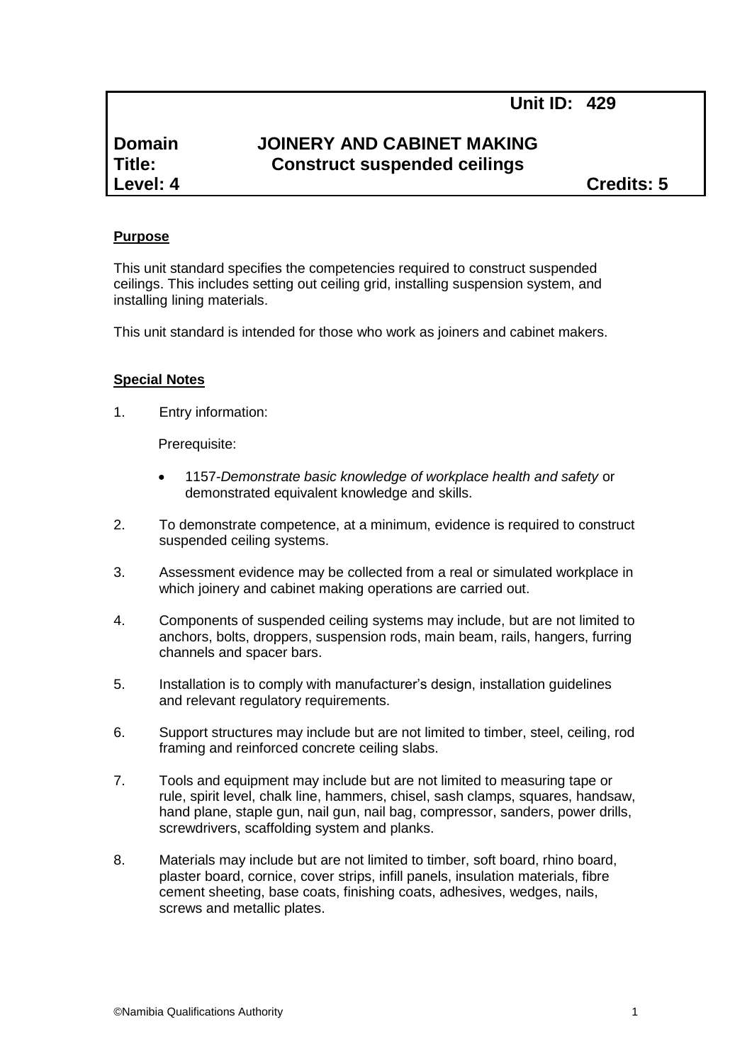**Unit ID: 429**

**Domain** **JOINERY AND CABINET MAKING**
**Title:** **Construct suspended ceilings**
**Level: 4** **Credits: 5**

**Purpose**

This unit standard specifies the competencies required to construct suspended ceilings. This includes setting out ceiling grid, installing suspension system, and installing lining materials.

This unit standard is intended for those who work as joiners and cabinet makers.

**Special Notes**

1. Entry information:

   Prerequisite:

   - 1157-*Demonstrate basic knowledge of workplace health and safety* or demonstrated equivalent knowledge and skills.

2. To demonstrate competence, at a minimum, evidence is required to construct suspended ceiling systems.

3. Assessment evidence may be collected from a real or simulated workplace in which joinery and cabinet making operations are carried out.

4. Components of suspended ceiling systems may include, but are not limited to anchors, bolts, droppers, suspension rods, main beam, rails, hangers, furring channels and spacer bars.

5. Installation is to comply with manufacturer's design, installation guidelines and relevant regulatory requirements.

6. Support structures may include but are not limited to timber, steel, ceiling, rod framing and reinforced concrete ceiling slabs.

7. Tools and equipment may include but are not limited to measuring tape or rule, spirit level, chalk line, hammers, chisel, sash clamps, squares, handsaw, hand plane, staple gun, nail gun, nail bag, compressor, sanders, power drills, screwdrivers, scaffolding system and planks.

8. Materials may include but are not limited to timber, soft board, rhino board, plaster board, cornice, cover strips, infill panels, insulation materials, fibre cement sheeting, base coats, finishing coats, adhesives, wedges, nails, screws and metallic plates.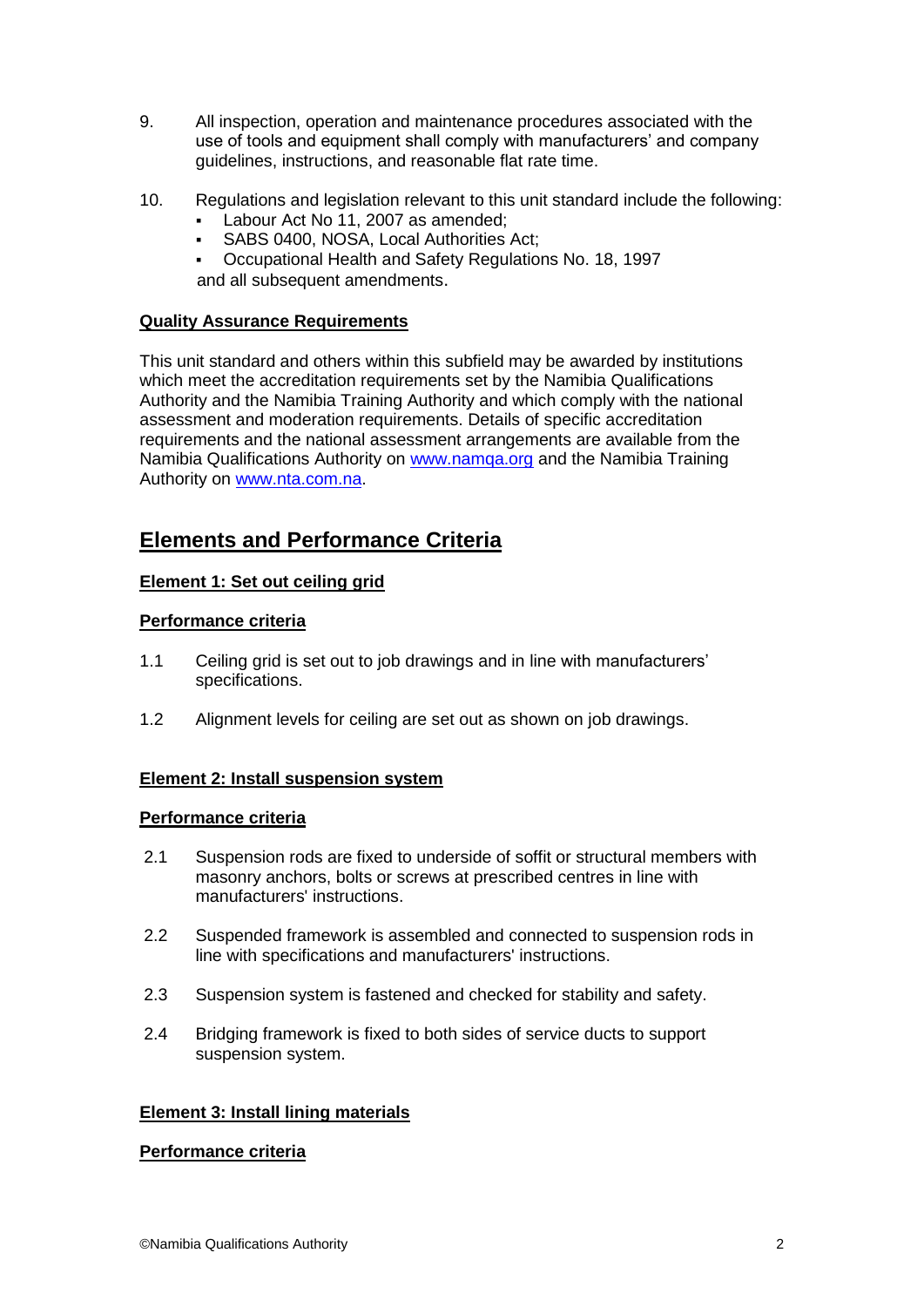9. All inspection, operation and maintenance procedures associated with the use of tools and equipment shall comply with manufacturers' and company guidelines, instructions, and reasonable flat rate time.

10. Regulations and legislation relevant to this unit standard include the following:
    - Labour Act No 11, 2007 as amended;
    - SABS 0400, NOSA, Local Authorities Act;
    - Occupational Health and Safety Regulations No. 18, 1997

    and all subsequent amendments.

**Quality Assurance Requirements**

This unit standard and others within this subfield may be awarded by institutions which meet the accreditation requirements set by the Namibia Qualifications Authority and the Namibia Training Authority and which comply with the national assessment and moderation requirements. Details of specific accreditation requirements and the national assessment arrangements are available from the Namibia Qualifications Authority on www.namqa.org and the Namibia Training Authority on www.nta.com.na.

## Elements and Performance Criteria

### Element 1: Set out ceiling grid

**Performance criteria**

1.1 Ceiling grid is set out to job drawings and in line with manufacturers' specifications.

1.2 Alignment levels for ceiling are set out as shown on job drawings.

### Element 2: Install suspension system

**Performance criteria**

2.1 Suspension rods are fixed to underside of soffit or structural members with masonry anchors, bolts or screws at prescribed centres in line with manufacturers' instructions.

2.2 Suspended framework is assembled and connected to suspension rods in line with specifications and manufacturers' instructions.

2.3 Suspension system is fastened and checked for stability and safety.

2.4 Bridging framework is fixed to both sides of service ducts to support suspension system.

### Element 3: Install lining materials

**Performance criteria**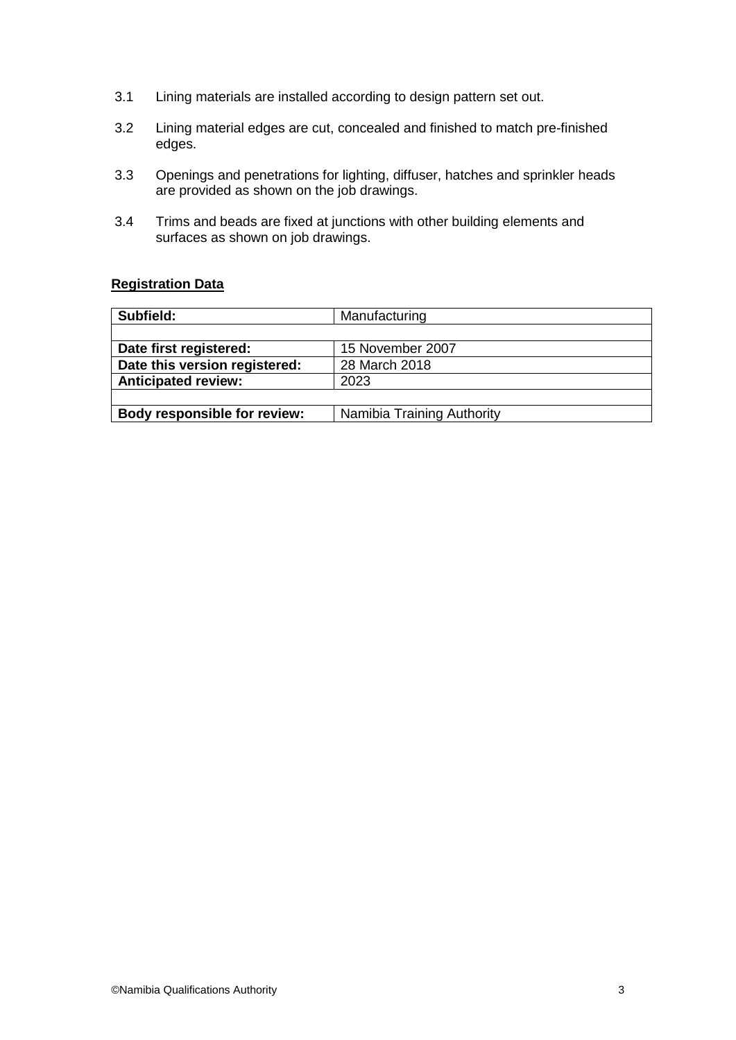3.1 Lining materials are installed according to design pattern set out.

3.2 Lining material edges are cut, concealed and finished to match pre-finished edges.

3.3 Openings and penetrations for lighting, diffuser, hatches and sprinkler heads are provided as shown on the job drawings.

3.4 Trims and beads are fixed at junctions with other building elements and surfaces as shown on job drawings.

**Registration Data**

| | |
|---|---|
| **Subfield:** | Manufacturing |
| | |
| **Date first registered:** | 15 November 2007 |
| **Date this version registered:** | 28 March 2018 |
| **Anticipated review:** | 2023 |
| | |
| **Body responsible for review:** | Namibia Training Authority |